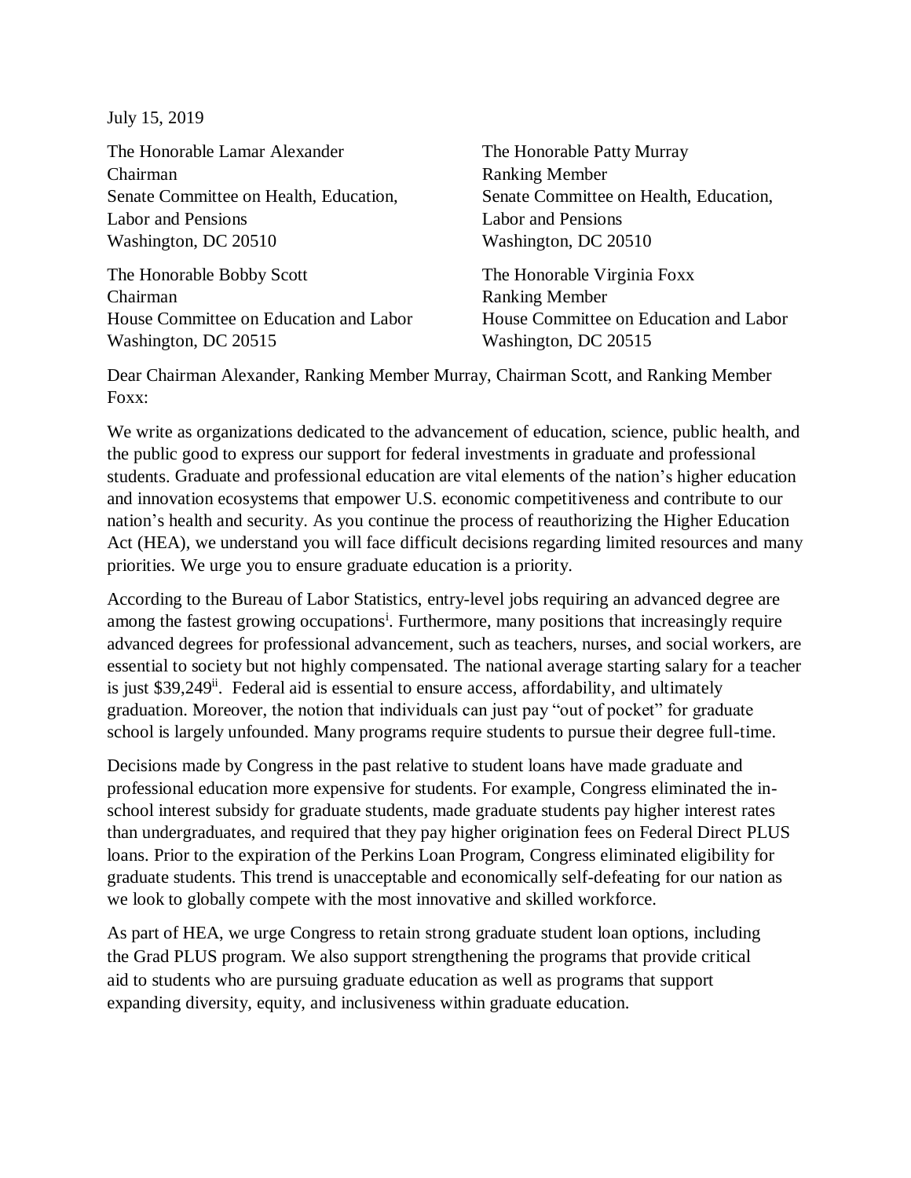July 15, 2019

The Honorable Lamar Alexander
Chairman
Senate Committee on Health, Education, Labor and Pensions
Washington, DC 20510

The Honorable Patty Murray
Ranking Member
Senate Committee on Health, Education, Labor and Pensions
Washington, DC 20510

The Honorable Bobby Scott
Chairman
House Committee on Education and Labor
Washington, DC 20515

The Honorable Virginia Foxx
Ranking Member
House Committee on Education and Labor
Washington, DC 20515

Dear Chairman Alexander, Ranking Member Murray, Chairman Scott, and Ranking Member Foxx:

We write as organizations dedicated to the advancement of education, science, public health, and the public good to express our support for federal investments in graduate and professional students. Graduate and professional education are vital elements of the nation's higher education and innovation ecosystems that empower U.S. economic competitiveness and contribute to our nation's health and security. As you continue the process of reauthorizing the Higher Education Act (HEA), we understand you will face difficult decisions regarding limited resources and many priorities. We urge you to ensure graduate education is a priority.

According to the Bureau of Labor Statistics, entry-level jobs requiring an advanced degree are among the fastest growing occupations[i]. Furthermore, many positions that increasingly require advanced degrees for professional advancement, such as teachers, nurses, and social workers, are essential to society but not highly compensated. The national average starting salary for a teacher is just $39,249[ii]. Federal aid is essential to ensure access, affordability, and ultimately graduation. Moreover, the notion that individuals can just pay "out of pocket" for graduate school is largely unfounded. Many programs require students to pursue their degree full-time.

Decisions made by Congress in the past relative to student loans have made graduate and professional education more expensive for students. For example, Congress eliminated the in-school interest subsidy for graduate students, made graduate students pay higher interest rates than undergraduates, and required that they pay higher origination fees on Federal Direct PLUS loans. Prior to the expiration of the Perkins Loan Program, Congress eliminated eligibility for graduate students. This trend is unacceptable and economically self-defeating for our nation as we look to globally compete with the most innovative and skilled workforce.

As part of HEA, we urge Congress to retain strong graduate student loan options, including the Grad PLUS program. We also support strengthening the programs that provide critical aid to students who are pursuing graduate education as well as programs that support expanding diversity, equity, and inclusiveness within graduate education.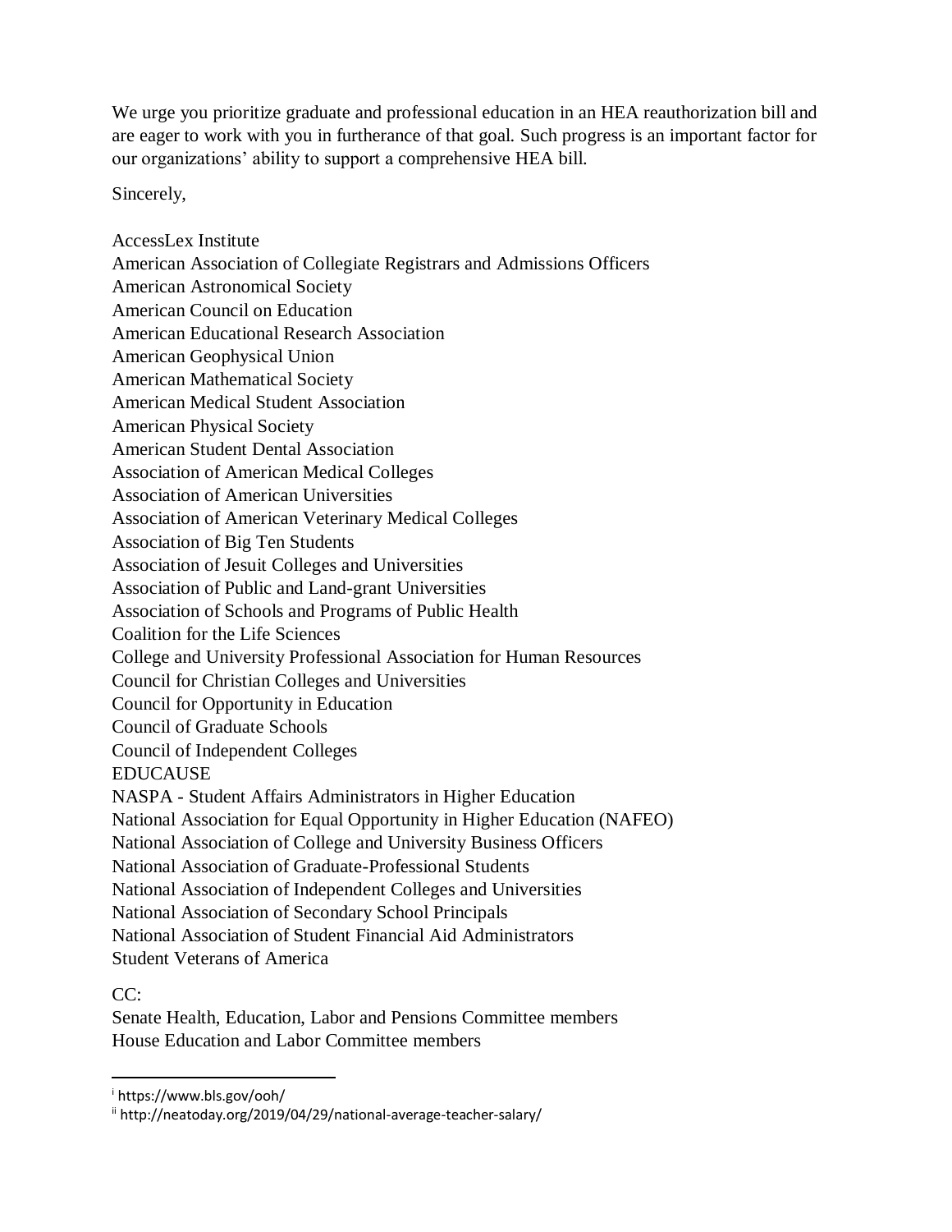We urge you prioritize graduate and professional education in an HEA reauthorization bill and are eager to work with you in furtherance of that goal. Such progress is an important factor for our organizations' ability to support a comprehensive HEA bill.

Sincerely,

AccessLex Institute  
American Association of Collegiate Registrars and Admissions Officers  
American Astronomical Society  
American Council on Education  
American Educational Research Association  
American Geophysical Union  
American Mathematical Society  
American Medical Student Association  
American Physical Society  
American Student Dental Association  
Association of American Medical Colleges  
Association of American Universities  
Association of American Veterinary Medical Colleges  
Association of Big Ten Students  
Association of Jesuit Colleges and Universities  
Association of Public and Land-grant Universities  
Association of Schools and Programs of Public Health  
Coalition for the Life Sciences  
College and University Professional Association for Human Resources  
Council for Christian Colleges and Universities  
Council for Opportunity in Education  
Council of Graduate Schools  
Council of Independent Colleges  
EDUCAUSE  
NASPA - Student Affairs Administrators in Higher Education  
National Association for Equal Opportunity in Higher Education (NAFEO)  
National Association of College and University Business Officers  
National Association of Graduate-Professional Students  
National Association of Independent Colleges and Universities  
National Association of Secondary School Principals  
National Association of Student Financial Aid Administrators  
Student Veterans of America

CC:  
Senate Health, Education, Labor and Pensions Committee members  
House Education and Labor Committee members

---

[i] https://www.bls.gov/ooh/

[ii] http://neatoday.org/2019/04/29/national-average-teacher-salary/